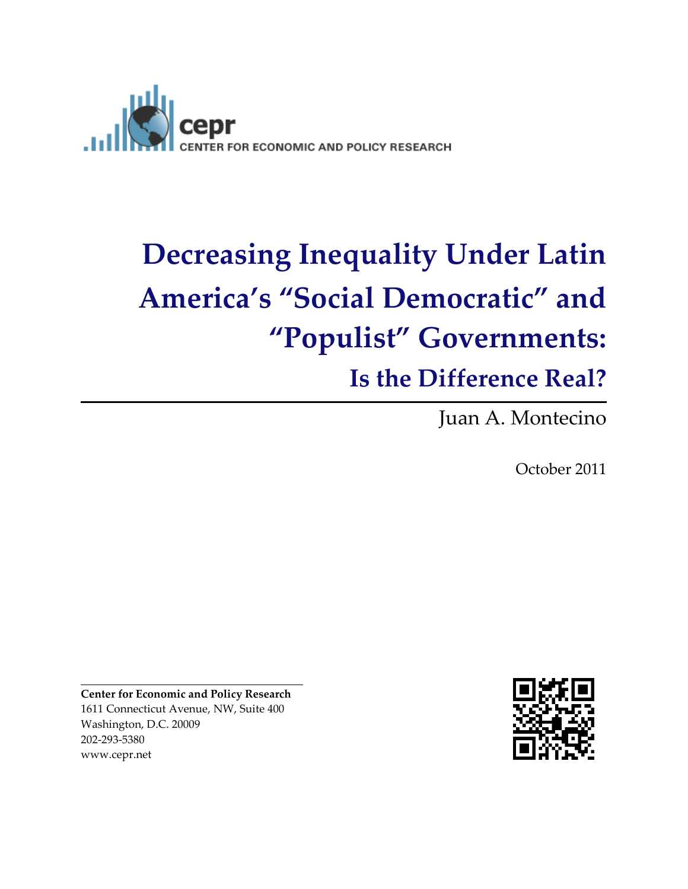cepr
CENTER FOR ECONOMIC AND POLICY RESEARCH

# Decreasing Inequality Under Latin America's "Social Democratic" and "Populist" Governments:

## Is the Difference Real?

Juan A. Montecino

October 2011

**Center for Economic and Policy Research**
1611 Connecticut Avenue, NW, Suite 400
Washington, D.C. 20009
202-293-5380
www.cepr.net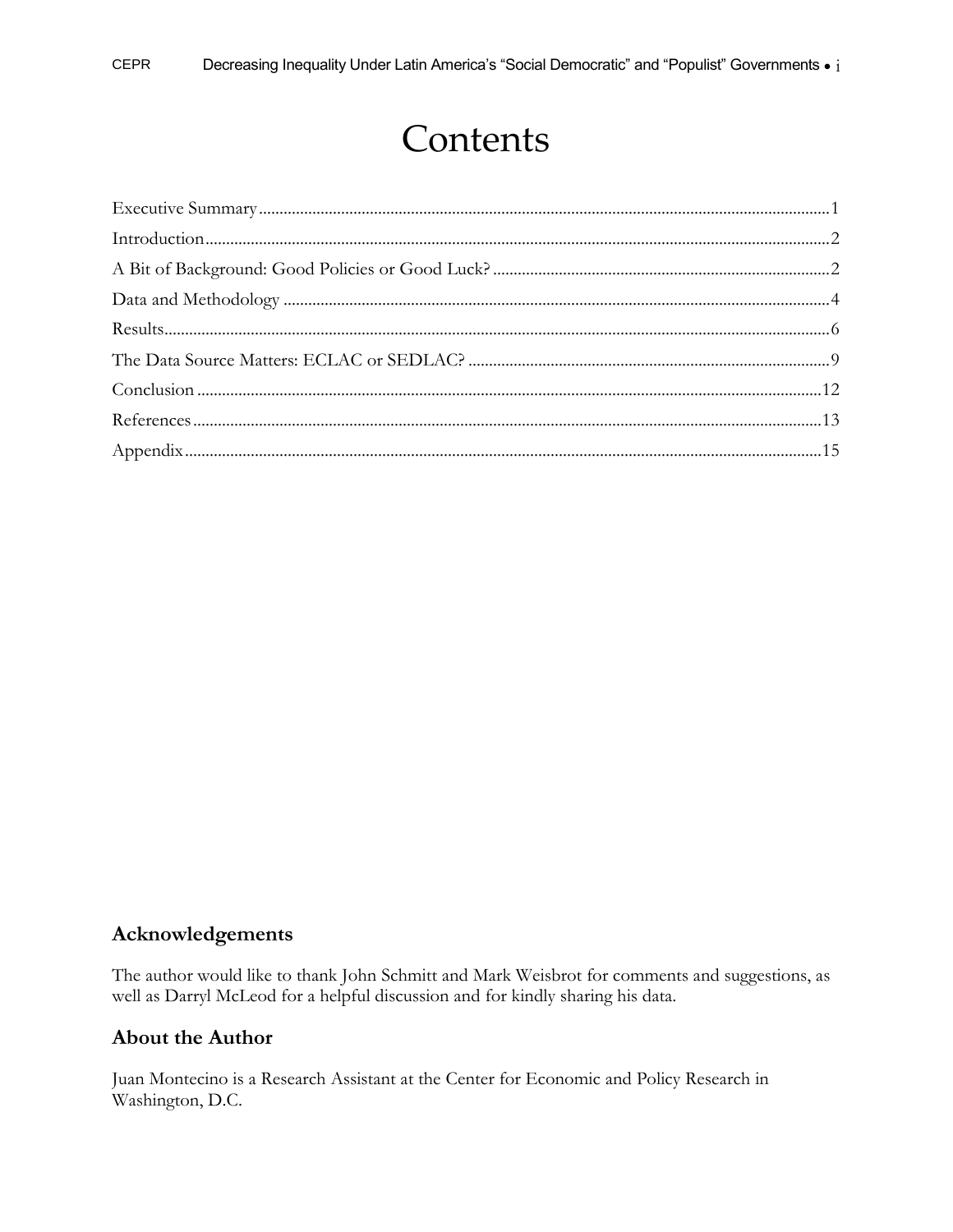# Contents

Executive Summary....1
Introduction....2
A Bit of Background: Good Policies or Good Luck?....2
Data and Methodology....4
Results....6
The Data Source Matters: ECLAC or SEDLAC?....9
Conclusion....12
References....13
Appendix....15

## Acknowledgements

The author would like to thank John Schmitt and Mark Weisbrot for comments and suggestions, as well as Darryl McLeod for a helpful discussion and for kindly sharing his data.

## About the Author

Juan Montecino is a Research Assistant at the Center for Economic and Policy Research in Washington, D.C.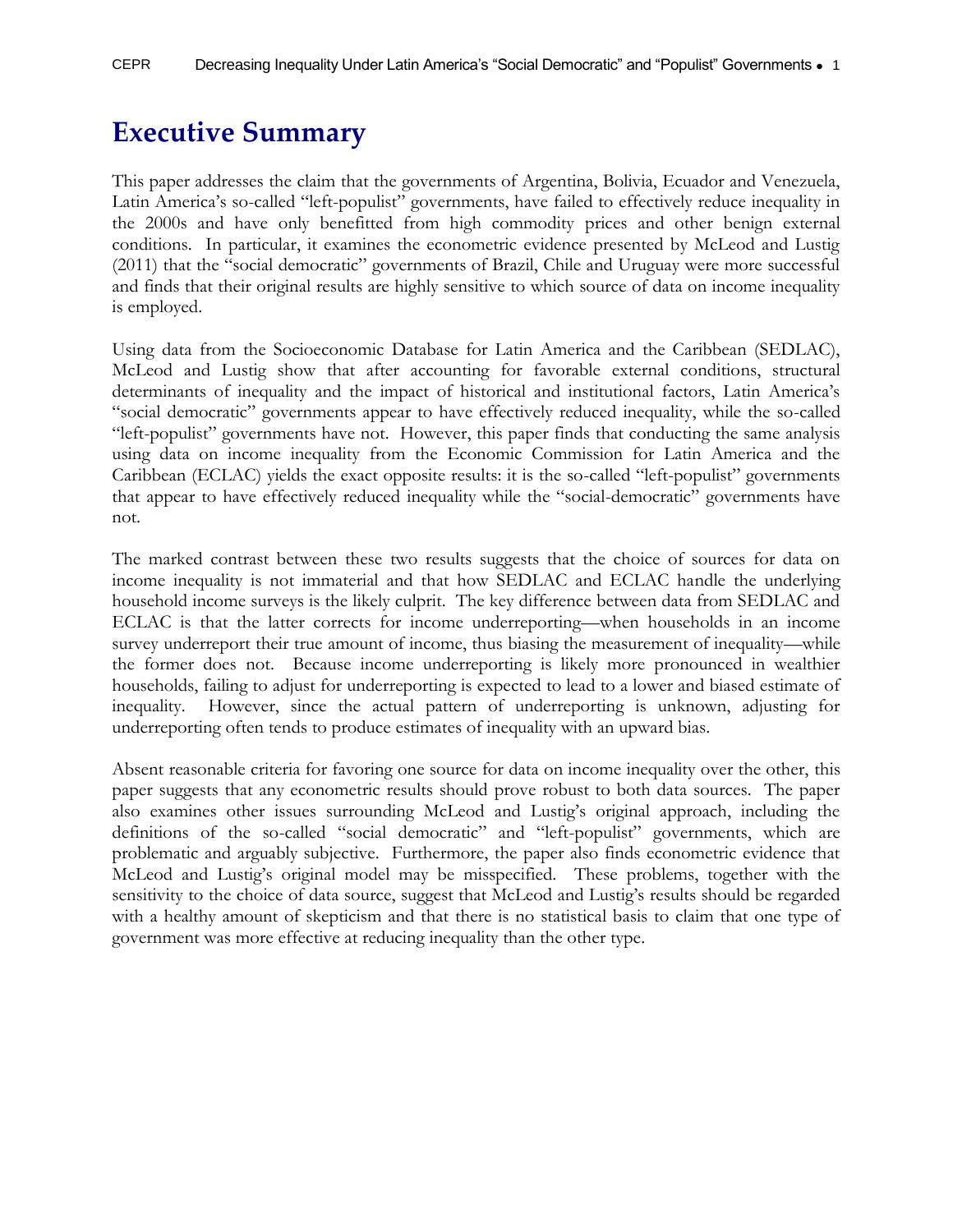# Executive Summary

This paper addresses the claim that the governments of Argentina, Bolivia, Ecuador and Venezuela, Latin America's so-called "left-populist" governments, have failed to effectively reduce inequality in the 2000s and have only benefitted from high commodity prices and other benign external conditions. In particular, it examines the econometric evidence presented by McLeod and Lustig (2011) that the "social democratic" governments of Brazil, Chile and Uruguay were more successful and finds that their original results are highly sensitive to which source of data on income inequality is employed.

Using data from the Socioeconomic Database for Latin America and the Caribbean (SEDLAC), McLeod and Lustig show that after accounting for favorable external conditions, structural determinants of inequality and the impact of historical and institutional factors, Latin America's "social democratic" governments appear to have effectively reduced inequality, while the so-called "left-populist" governments have not. However, this paper finds that conducting the same analysis using data on income inequality from the Economic Commission for Latin America and the Caribbean (ECLAC) yields the exact opposite results: it is the so-called "left-populist" governments that appear to have effectively reduced inequality while the "social-democratic" governments have not.

The marked contrast between these two results suggests that the choice of sources for data on income inequality is not immaterial and that how SEDLAC and ECLAC handle the underlying household income surveys is the likely culprit. The key difference between data from SEDLAC and ECLAC is that the latter corrects for income underreporting—when households in an income survey underreport their true amount of income, thus biasing the measurement of inequality—while the former does not. Because income underreporting is likely more pronounced in wealthier households, failing to adjust for underreporting is expected to lead to a lower and biased estimate of inequality. However, since the actual pattern of underreporting is unknown, adjusting for underreporting often tends to produce estimates of inequality with an upward bias.

Absent reasonable criteria for favoring one source for data on income inequality over the other, this paper suggests that any econometric results should prove robust to both data sources. The paper also examines other issues surrounding McLeod and Lustig's original approach, including the definitions of the so-called "social democratic" and "left-populist" governments, which are problematic and arguably subjective. Furthermore, the paper also finds econometric evidence that McLeod and Lustig's original model may be misspecified. These problems, together with the sensitivity to the choice of data source, suggest that McLeod and Lustig's results should be regarded with a healthy amount of skepticism and that there is no statistical basis to claim that one type of government was more effective at reducing inequality than the other type.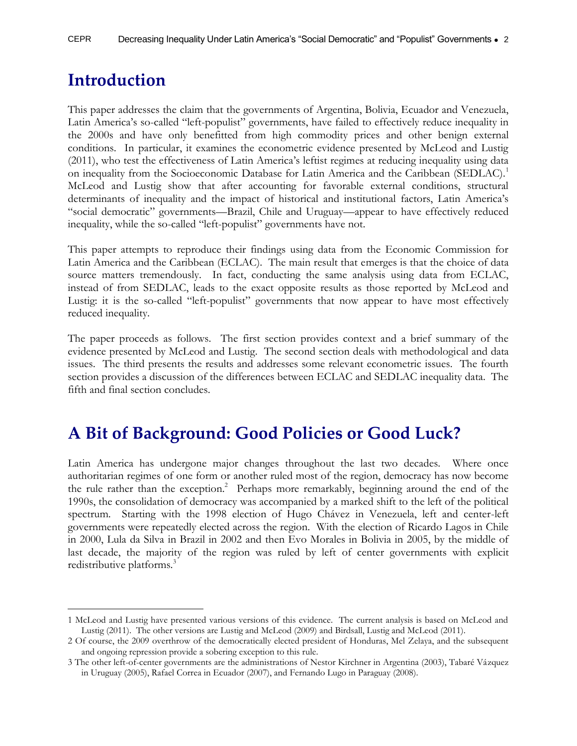# Introduction

This paper addresses the claim that the governments of Argentina, Bolivia, Ecuador and Venezuela, Latin America's so-called "left-populist" governments, have failed to effectively reduce inequality in the 2000s and have only benefitted from high commodity prices and other benign external conditions. In particular, it examines the econometric evidence presented by McLeod and Lustig (2011), who test the effectiveness of Latin America's leftist regimes at reducing inequality using data on inequality from the Socioeconomic Database for Latin America and the Caribbean (SEDLAC).[1] McLeod and Lustig show that after accounting for favorable external conditions, structural determinants of inequality and the impact of historical and institutional factors, Latin America's "social democratic" governments—Brazil, Chile and Uruguay—appear to have effectively reduced inequality, while the so-called "left-populist" governments have not.

This paper attempts to reproduce their findings using data from the Economic Commission for Latin America and the Caribbean (ECLAC). The main result that emerges is that the choice of data source matters tremendously. In fact, conducting the same analysis using data from ECLAC, instead of from SEDLAC, leads to the exact opposite results as those reported by McLeod and Lustig: it is the so-called "left-populist" governments that now appear to have most effectively reduced inequality.

The paper proceeds as follows. The first section provides context and a brief summary of the evidence presented by McLeod and Lustig. The second section deals with methodological and data issues. The third presents the results and addresses some relevant econometric issues. The fourth section provides a discussion of the differences between ECLAC and SEDLAC inequality data. The fifth and final section concludes.

# A Bit of Background: Good Policies or Good Luck?

Latin America has undergone major changes throughout the last two decades. Where once authoritarian regimes of one form or another ruled most of the region, democracy has now become the rule rather than the exception.[2] Perhaps more remarkably, beginning around the end of the 1990s, the consolidation of democracy was accompanied by a marked shift to the left of the political spectrum. Starting with the 1998 election of Hugo Chávez in Venezuela, left and center-left governments were repeatedly elected across the region. With the election of Ricardo Lagos in Chile in 2000, Lula da Silva in Brazil in 2002 and then Evo Morales in Bolivia in 2005, by the middle of last decade, the majority of the region was ruled by left of center governments with explicit redistributive platforms.[3]

---

1 McLeod and Lustig have presented various versions of this evidence. The current analysis is based on McLeod and Lustig (2011). The other versions are Lustig and McLeod (2009) and Birdsall, Lustig and McLeod (2011).

2 Of course, the 2009 overthrow of the democratically elected president of Honduras, Mel Zelaya, and the subsequent and ongoing repression provide a sobering exception to this rule.

3 The other left-of-center governments are the administrations of Nestor Kirchner in Argentina (2003), Tabaré Vázquez in Uruguay (2005), Rafael Correa in Ecuador (2007), and Fernando Lugo in Paraguay (2008).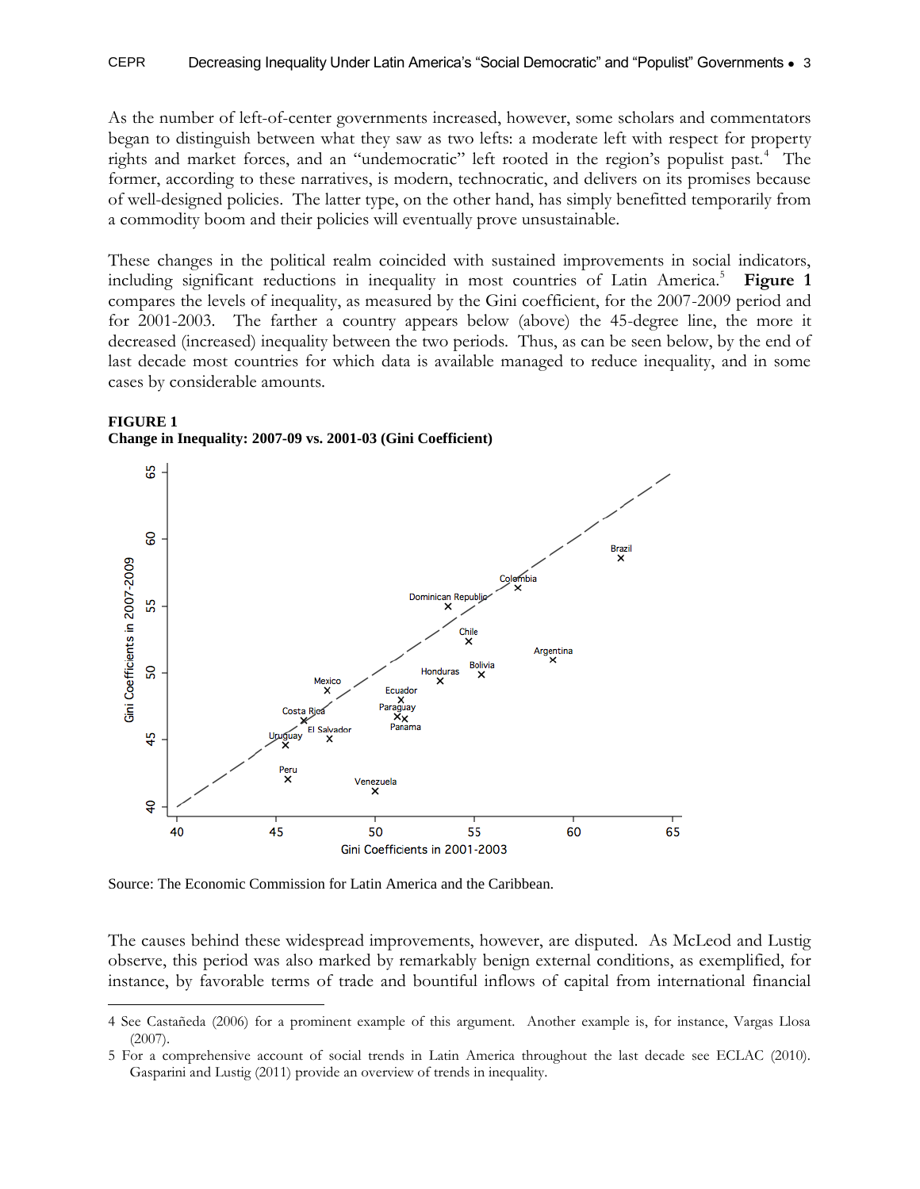As the number of left-of-center governments increased, however, some scholars and commentators began to distinguish between what they saw as two lefts: a moderate left with respect for property rights and market forces, and an "undemocratic" left rooted in the region's populist past.[4] The former, according to these narratives, is modern, technocratic, and delivers on its promises because of well-designed policies. The latter type, on the other hand, has simply benefitted temporarily from a commodity boom and their policies will eventually prove unsustainable.

These changes in the political realm coincided with sustained improvements in social indicators, including significant reductions in inequality in most countries of Latin America.[5] **Figure 1** compares the levels of inequality, as measured by the Gini coefficient, for the 2007-2009 period and for 2001-2003. The farther a country appears below (above) the 45-degree line, the more it decreased (increased) inequality between the two periods. Thus, as can be seen below, by the end of last decade most countries for which data is available managed to reduce inequality, and in some cases by considerable amounts.

**FIGURE 1**
**Change in Inequality: 2007-09 vs. 2001-03 (Gini Coefficient)**

Source: The Economic Commission for Latin America and the Caribbean.

The causes behind these widespread improvements, however, are disputed. As McLeod and Lustig observe, this period was also marked by remarkably benign external conditions, as exemplified, for instance, by favorable terms of trade and bountiful inflows of capital from international financial

---

4 See Castañeda (2006) for a prominent example of this argument. Another example is, for instance, Vargas Llosa (2007).

5 For a comprehensive account of social trends in Latin America throughout the last decade see ECLAC (2010). Gasparini and Lustig (2011) provide an overview of trends in inequality.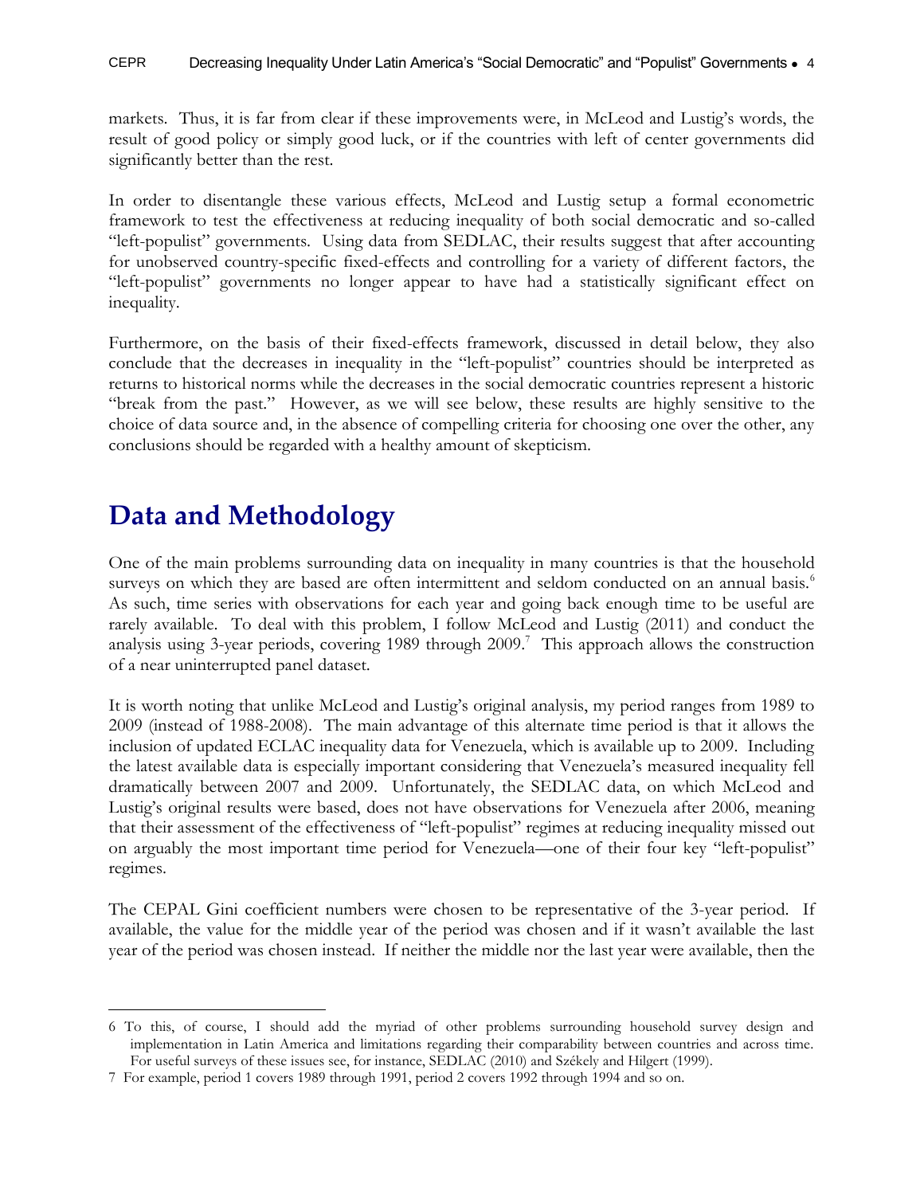markets. Thus, it is far from clear if these improvements were, in McLeod and Lustig's words, the result of good policy or simply good luck, or if the countries with left of center governments did significantly better than the rest.

In order to disentangle these various effects, McLeod and Lustig setup a formal econometric framework to test the effectiveness at reducing inequality of both social democratic and so-called "left-populist" governments. Using data from SEDLAC, their results suggest that after accounting for unobserved country-specific fixed-effects and controlling for a variety of different factors, the "left-populist" governments no longer appear to have had a statistically significant effect on inequality.

Furthermore, on the basis of their fixed-effects framework, discussed in detail below, they also conclude that the decreases in inequality in the "left-populist" countries should be interpreted as returns to historical norms while the decreases in the social democratic countries represent a historic "break from the past." However, as we will see below, these results are highly sensitive to the choice of data source and, in the absence of compelling criteria for choosing one over the other, any conclusions should be regarded with a healthy amount of skepticism.

# Data and Methodology

One of the main problems surrounding data on inequality in many countries is that the household surveys on which they are based are often intermittent and seldom conducted on an annual basis.[6] As such, time series with observations for each year and going back enough time to be useful are rarely available. To deal with this problem, I follow McLeod and Lustig (2011) and conduct the analysis using 3-year periods, covering 1989 through 2009.[7] This approach allows the construction of a near uninterrupted panel dataset.

It is worth noting that unlike McLeod and Lustig's original analysis, my period ranges from 1989 to 2009 (instead of 1988-2008). The main advantage of this alternate time period is that it allows the inclusion of updated ECLAC inequality data for Venezuela, which is available up to 2009. Including the latest available data is especially important considering that Venezuela's measured inequality fell dramatically between 2007 and 2009. Unfortunately, the SEDLAC data, on which McLeod and Lustig's original results were based, does not have observations for Venezuela after 2006, meaning that their assessment of the effectiveness of "left-populist" regimes at reducing inequality missed out on arguably the most important time period for Venezuela—one of their four key "left-populist" regimes.

The CEPAL Gini coefficient numbers were chosen to be representative of the 3-year period. If available, the value for the middle year of the period was chosen and if it wasn't available the last year of the period was chosen instead. If neither the middle nor the last year were available, then the

---

6 To this, of course, I should add the myriad of other problems surrounding household survey design and implementation in Latin America and limitations regarding their comparability between countries and across time. For useful surveys of these issues see, for instance, SEDLAC (2010) and Székely and Hilgert (1999).

7 For example, period 1 covers 1989 through 1991, period 2 covers 1992 through 1994 and so on.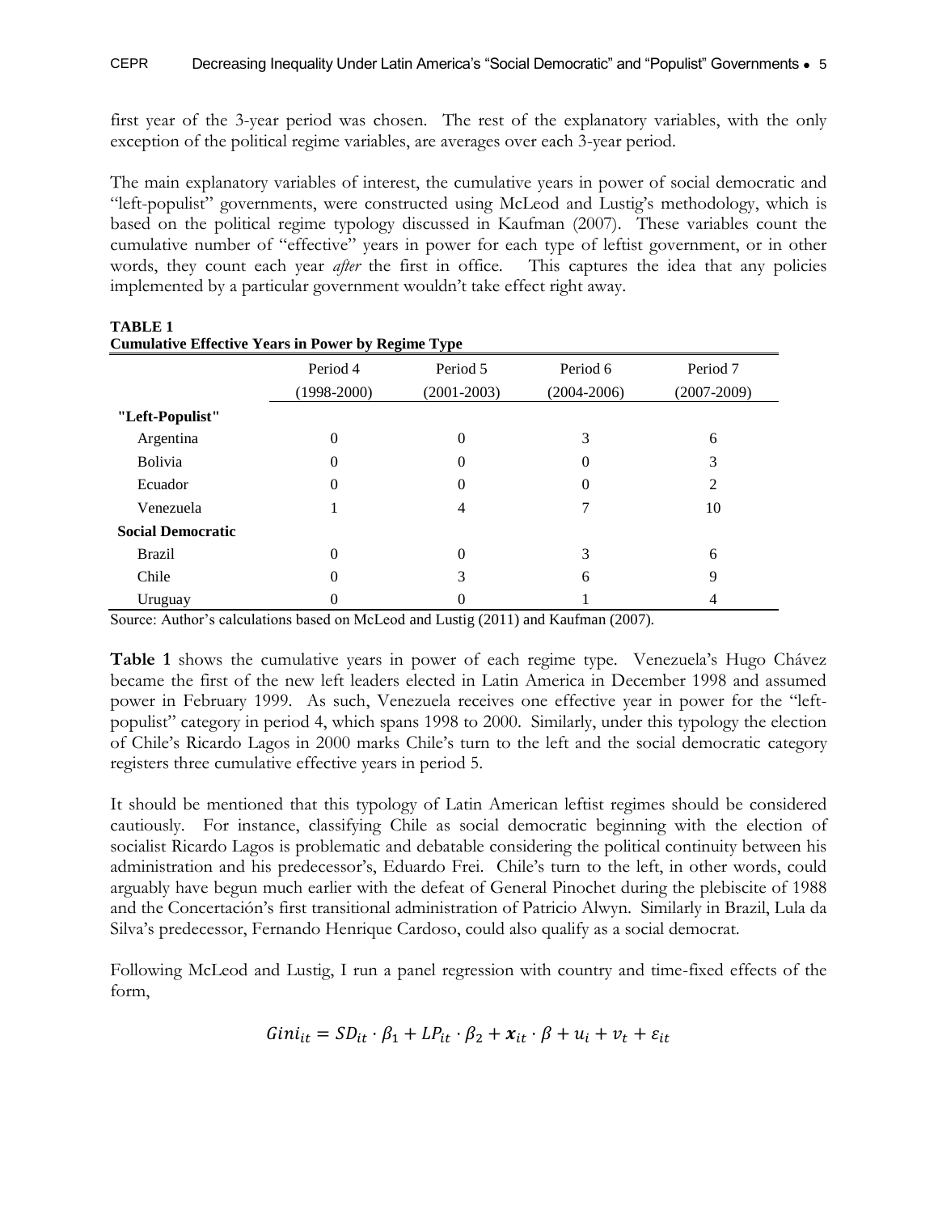first year of the 3-year period was chosen. The rest of the explanatory variables, with the only exception of the political regime variables, are averages over each 3-year period.

The main explanatory variables of interest, the cumulative years in power of social democratic and "left-populist" governments, were constructed using McLeod and Lustig's methodology, which is based on the political regime typology discussed in Kaufman (2007). These variables count the cumulative number of "effective" years in power for each type of leftist government, or in other words, they count each year *after* the first in office. This captures the idea that any policies implemented by a particular government wouldn't take effect right away.

**TABLE 1**
**Cumulative Effective Years in Power by Regime Type**

| | Period 4 (1998-2000) | Period 5 (2001-2003) | Period 6 (2004-2006) | Period 7 (2007-2009) |
|---|---|---|---|---|
| **"Left-Populist"** | | | | |
| Argentina | 0 | 0 | 3 | 6 |
| Bolivia | 0 | 0 | 0 | 3 |
| Ecuador | 0 | 0 | 0 | 2 |
| Venezuela | 1 | 4 | 7 | 10 |
| **Social Democratic** | | | | |
| Brazil | 0 | 0 | 3 | 6 |
| Chile | 0 | 3 | 6 | 9 |
| Uruguay | 0 | 0 | 1 | 4 |

Source: Author's calculations based on McLeod and Lustig (2011) and Kaufman (2007).

**Table 1** shows the cumulative years in power of each regime type. Venezuela's Hugo Chávez became the first of the new left leaders elected in Latin America in December 1998 and assumed power in February 1999. As such, Venezuela receives one effective year in power for the "left-populist" category in period 4, which spans 1998 to 2000. Similarly, under this typology the election of Chile's Ricardo Lagos in 2000 marks Chile's turn to the left and the social democratic category registers three cumulative effective years in period 5.

It should be mentioned that this typology of Latin American leftist regimes should be considered cautiously. For instance, classifying Chile as social democratic beginning with the election of socialist Ricardo Lagos is problematic and debatable considering the political continuity between his administration and his predecessor's, Eduardo Frei. Chile's turn to the left, in other words, could arguably have begun much earlier with the defeat of General Pinochet during the plebiscite of 1988 and the Concertación's first transitional administration of Patricio Alwyn. Similarly in Brazil, Lula da Silva's predecessor, Fernando Henrique Cardoso, could also qualify as a social democrat.

Following McLeod and Lustig, I run a panel regression with country and time-fixed effects of the form,

$$Gini_{it} = SD_{it} \cdot \beta_1 + LP_{it} \cdot \beta_2 + \boldsymbol{x}_{it} \cdot \beta + u_i + v_t + \varepsilon_{it}$$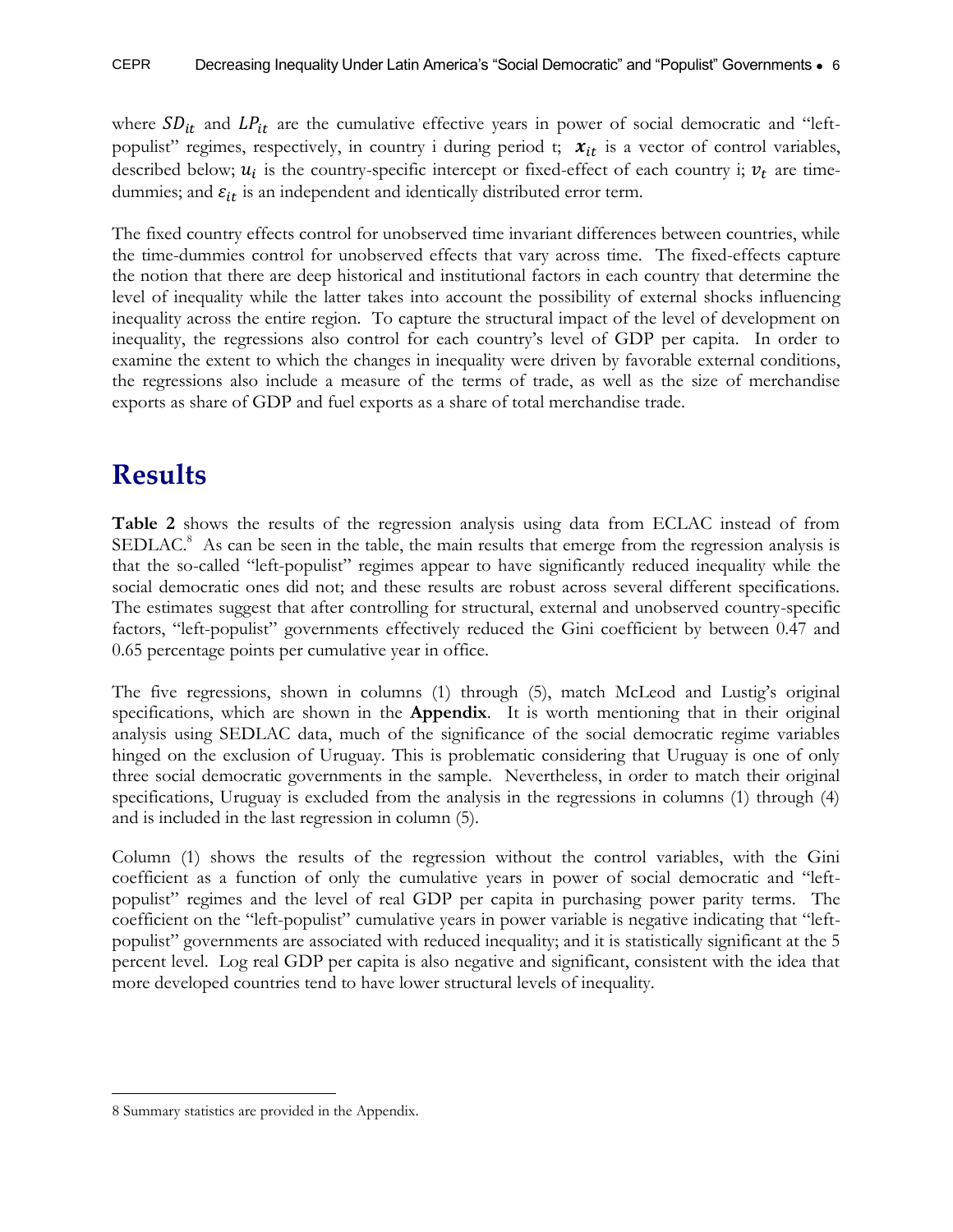where $SD_{it}$ and $LP_{it}$ are the cumulative effective years in power of social democratic and "left-populist" regimes, respectively, in country i during period t; $\boldsymbol{x}_{it}$ is a vector of control variables, described below; $u_i$ is the country-specific intercept or fixed-effect of each country i; $v_t$ are time-dummies; and $\varepsilon_{it}$ is an independent and identically distributed error term.

The fixed country effects control for unobserved time invariant differences between countries, while the time-dummies control for unobserved effects that vary across time. The fixed-effects capture the notion that there are deep historical and institutional factors in each country that determine the level of inequality while the latter takes into account the possibility of external shocks influencing inequality across the entire region. To capture the structural impact of the level of development on inequality, the regressions also control for each country's level of GDP per capita. In order to examine the extent to which the changes in inequality were driven by favorable external conditions, the regressions also include a measure of the terms of trade, as well as the size of merchandise exports as share of GDP and fuel exports as a share of total merchandise trade.

# Results

**Table 2** shows the results of the regression analysis using data from ECLAC instead of from SEDLAC.[8] As can be seen in the table, the main results that emerge from the regression analysis is that the so-called "left-populist" regimes appear to have significantly reduced inequality while the social democratic ones did not; and these results are robust across several different specifications. The estimates suggest that after controlling for structural, external and unobserved country-specific factors, "left-populist" governments effectively reduced the Gini coefficient by between 0.47 and 0.65 percentage points per cumulative year in office.

The five regressions, shown in columns (1) through (5), match McLeod and Lustig's original specifications, which are shown in the **Appendix**. It is worth mentioning that in their original analysis using SEDLAC data, much of the significance of the social democratic regime variables hinged on the exclusion of Uruguay. This is problematic considering that Uruguay is one of only three social democratic governments in the sample. Nevertheless, in order to match their original specifications, Uruguay is excluded from the analysis in the regressions in columns (1) through (4) and is included in the last regression in column (5).

Column (1) shows the results of the regression without the control variables, with the Gini coefficient as a function of only the cumulative years in power of social democratic and "left-populist" regimes and the level of real GDP per capita in purchasing power parity terms. The coefficient on the "left-populist" cumulative years in power variable is negative indicating that "left-populist" governments are associated with reduced inequality; and it is statistically significant at the 5 percent level. Log real GDP per capita is also negative and significant, consistent with the idea that more developed countries tend to have lower structural levels of inequality.

8 Summary statistics are provided in the Appendix.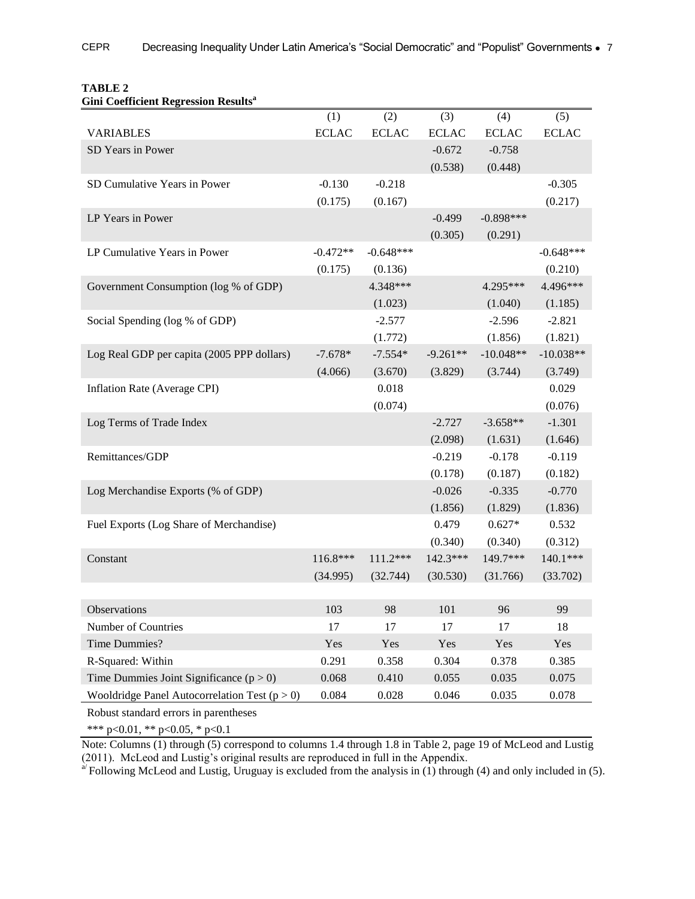**TABLE 2**
**Gini Coefficient Regression Results[a]**

| | (1) | (2) | (3) | (4) | (5) |
|---|---|---|---|---|---|
| VARIABLES | ECLAC | ECLAC | ECLAC | ECLAC | ECLAC |
| SD Years in Power | | | -0.672 | -0.758 | |
| | | | (0.538) | (0.448) | |
| SD Cumulative Years in Power | -0.130 | -0.218 | | | -0.305 |
| | (0.175) | (0.167) | | | (0.217) |
| LP Years in Power | | | -0.499 | -0.898*** | |
| | | | (0.305) | (0.291) | |
| LP Cumulative Years in Power | -0.472** | -0.648*** | | | -0.648*** |
| | (0.175) | (0.136) | | | (0.210) |
| Government Consumption (log % of GDP) | | 4.348*** | | 4.295*** | 4.496*** |
| | | (1.023) | | (1.040) | (1.185) |
| Social Spending (log % of GDP) | | -2.577 | | -2.596 | -2.821 |
| | | (1.772) | | (1.856) | (1.821) |
| Log Real GDP per capita (2005 PPP dollars) | -7.678* | -7.554* | -9.261** | -10.048** | -10.038** |
| | (4.066) | (3.670) | (3.829) | (3.744) | (3.749) |
| Inflation Rate (Average CPI) | | 0.018 | | | 0.029 |
| | | (0.074) | | | (0.076) |
| Log Terms of Trade Index | | | -2.727 | -3.658** | -1.301 |
| | | | (2.098) | (1.631) | (1.646) |
| Remittances/GDP | | | -0.219 | -0.178 | -0.119 |
| | | | (0.178) | (0.187) | (0.182) |
| Log Merchandise Exports (% of GDP) | | | -0.026 | -0.335 | -0.770 |
| | | | (1.856) | (1.829) | (1.836) |
| Fuel Exports (Log Share of Merchandise) | | | 0.479 | 0.627* | 0.532 |
| | | | (0.340) | (0.340) | (0.312) |
| Constant | 116.8*** | 111.2*** | 142.3*** | 149.7*** | 140.1*** |
| | (34.995) | (32.744) | (30.530) | (31.766) | (33.702) |
| | | | | | |
| Observations | 103 | 98 | 101 | 96 | 99 |
| Number of Countries | 17 | 17 | 17 | 17 | 18 |
| Time Dummies? | Yes | Yes | Yes | Yes | Yes |
| R-Squared: Within | 0.291 | 0.358 | 0.304 | 0.378 | 0.385 |
| Time Dummies Joint Significance ($p > 0$) | 0.068 | 0.410 | 0.055 | 0.035 | 0.075 |
| Wooldridge Panel Autocorrelation Test ($p > 0$) | 0.084 | 0.028 | 0.046 | 0.035 | 0.078 |

Robust standard errors in parentheses

*** p<0.01, ** p<0.05, * p<0.1

Note: Columns (1) through (5) correspond to columns 1.4 through 1.8 in Table 2, page 19 of McLeod and Lustig (2011). McLeod and Lustig's original results are reproduced in full in the Appendix.

[a] Following McLeod and Lustig, Uruguay is excluded from the analysis in (1) through (4) and only included in (5).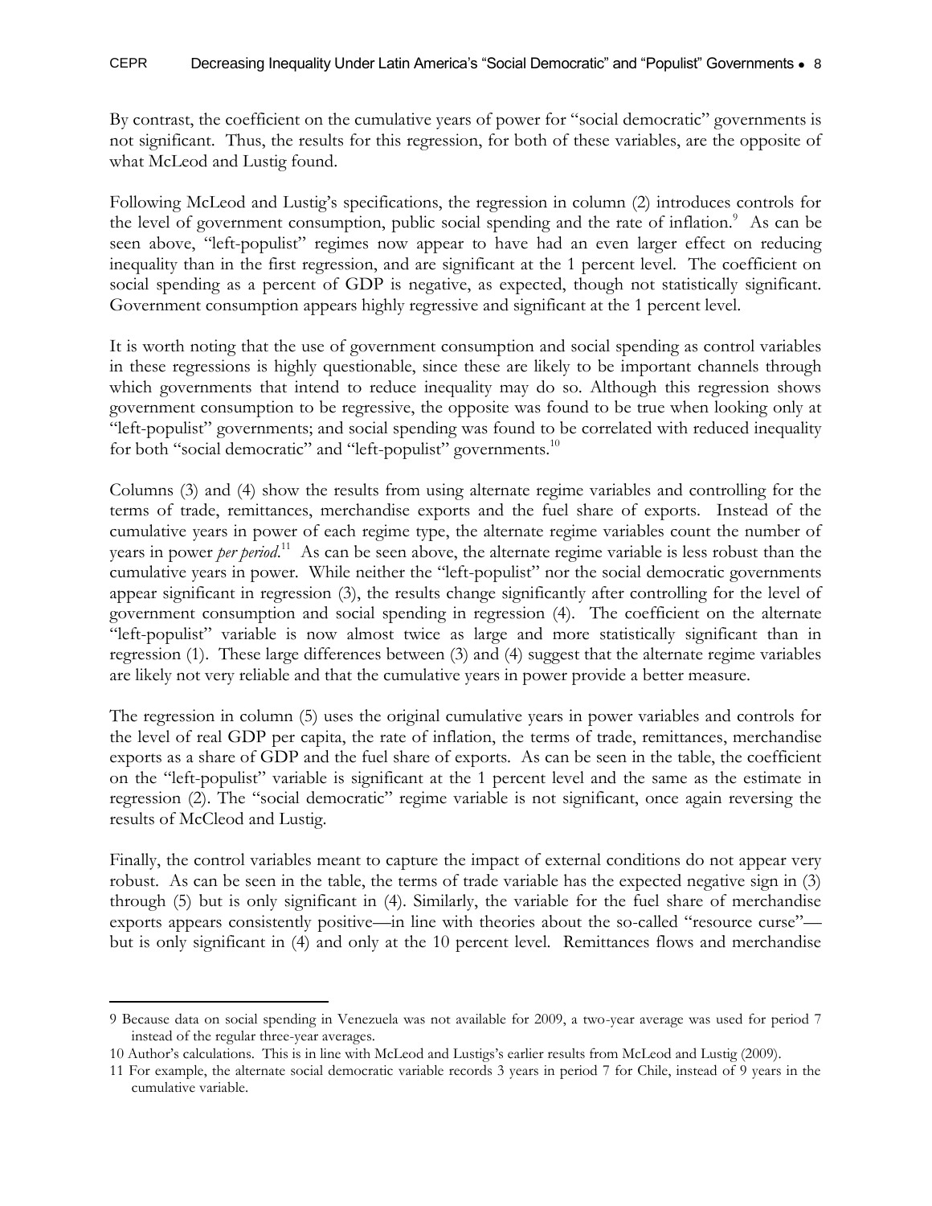By contrast, the coefficient on the cumulative years of power for "social democratic" governments is not significant. Thus, the results for this regression, for both of these variables, are the opposite of what McLeod and Lustig found.

Following McLeod and Lustig's specifications, the regression in column (2) introduces controls for the level of government consumption, public social spending and the rate of inflation.[9] As can be seen above, "left-populist" regimes now appear to have had an even larger effect on reducing inequality than in the first regression, and are significant at the 1 percent level. The coefficient on social spending as a percent of GDP is negative, as expected, though not statistically significant. Government consumption appears highly regressive and significant at the 1 percent level.

It is worth noting that the use of government consumption and social spending as control variables in these regressions is highly questionable, since these are likely to be important channels through which governments that intend to reduce inequality may do so. Although this regression shows government consumption to be regressive, the opposite was found to be true when looking only at "left-populist" governments; and social spending was found to be correlated with reduced inequality for both "social democratic" and "left-populist" governments.[10]

Columns (3) and (4) show the results from using alternate regime variables and controlling for the terms of trade, remittances, merchandise exports and the fuel share of exports. Instead of the cumulative years in power of each regime type, the alternate regime variables count the number of years in power *per period*.[11] As can be seen above, the alternate regime variable is less robust than the cumulative years in power. While neither the "left-populist" nor the social democratic governments appear significant in regression (3), the results change significantly after controlling for the level of government consumption and social spending in regression (4). The coefficient on the alternate "left-populist" variable is now almost twice as large and more statistically significant than in regression (1). These large differences between (3) and (4) suggest that the alternate regime variables are likely not very reliable and that the cumulative years in power provide a better measure.

The regression in column (5) uses the original cumulative years in power variables and controls for the level of real GDP per capita, the rate of inflation, the terms of trade, remittances, merchandise exports as a share of GDP and the fuel share of exports. As can be seen in the table, the coefficient on the "left-populist" variable is significant at the 1 percent level and the same as the estimate in regression (2). The "social democratic" regime variable is not significant, once again reversing the results of McCleod and Lustig.

Finally, the control variables meant to capture the impact of external conditions do not appear very robust. As can be seen in the table, the terms of trade variable has the expected negative sign in (3) through (5) but is only significant in (4). Similarly, the variable for the fuel share of merchandise exports appears consistently positive—in line with theories about the so-called "resource curse"—but is only significant in (4) and only at the 10 percent level. Remittances flows and merchandise

---

9 Because data on social spending in Venezuela was not available for 2009, a two-year average was used for period 7 instead of the regular three-year averages.

10 Author's calculations. This is in line with McLeod and Lustigs's earlier results from McLeod and Lustig (2009).

11 For example, the alternate social democratic variable records 3 years in period 7 for Chile, instead of 9 years in the cumulative variable.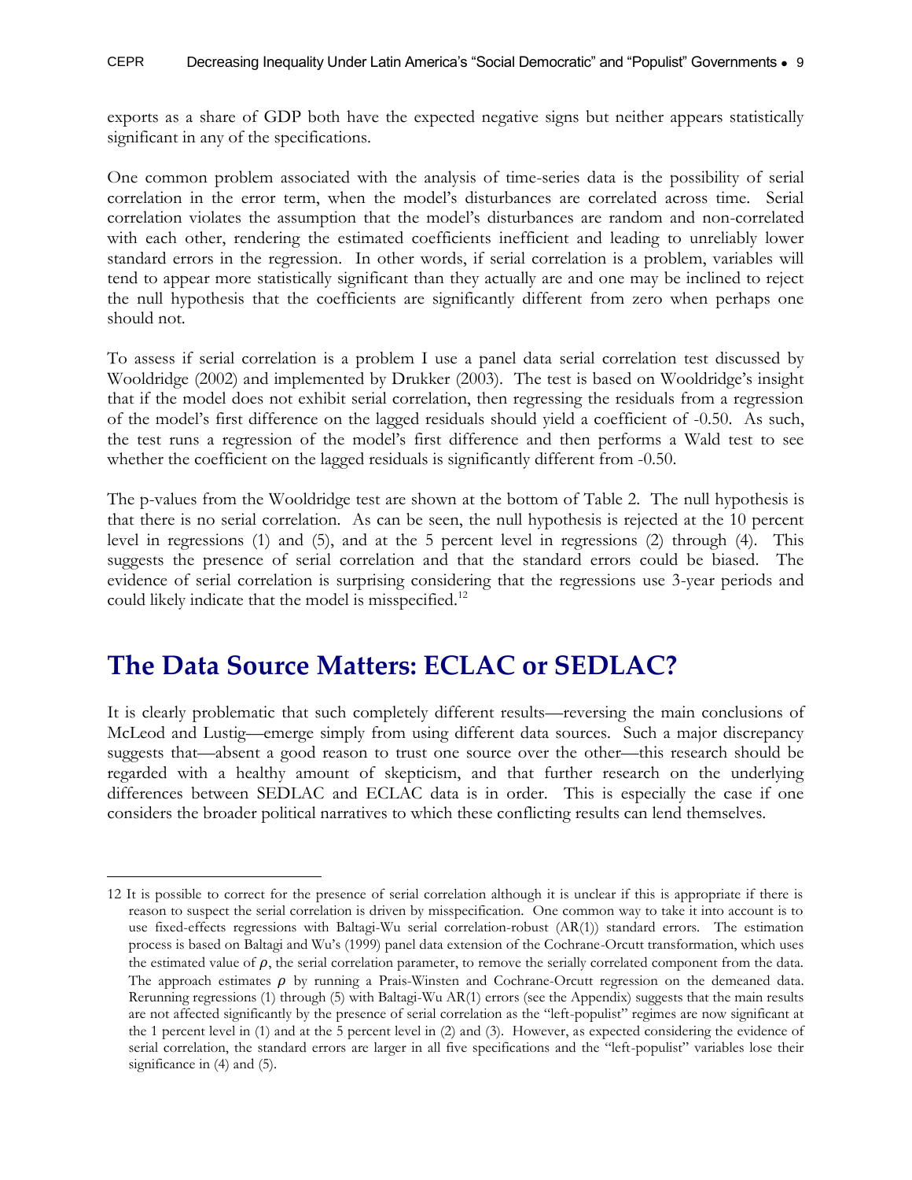exports as a share of GDP both have the expected negative signs but neither appears statistically significant in any of the specifications.

One common problem associated with the analysis of time-series data is the possibility of serial correlation in the error term, when the model's disturbances are correlated across time. Serial correlation violates the assumption that the model's disturbances are random and non-correlated with each other, rendering the estimated coefficients inefficient and leading to unreliably lower standard errors in the regression. In other words, if serial correlation is a problem, variables will tend to appear more statistically significant than they actually are and one may be inclined to reject the null hypothesis that the coefficients are significantly different from zero when perhaps one should not.

To assess if serial correlation is a problem I use a panel data serial correlation test discussed by Wooldridge (2002) and implemented by Drukker (2003). The test is based on Wooldridge's insight that if the model does not exhibit serial correlation, then regressing the residuals from a regression of the model's first difference on the lagged residuals should yield a coefficient of -0.50. As such, the test runs a regression of the model's first difference and then performs a Wald test to see whether the coefficient on the lagged residuals is significantly different from -0.50.

The p-values from the Wooldridge test are shown at the bottom of Table 2. The null hypothesis is that there is no serial correlation. As can be seen, the null hypothesis is rejected at the 10 percent level in regressions (1) and (5), and at the 5 percent level in regressions (2) through (4). This suggests the presence of serial correlation and that the standard errors could be biased. The evidence of serial correlation is surprising considering that the regressions use 3-year periods and could likely indicate that the model is misspecified.[12]

## The Data Source Matters: ECLAC or SEDLAC?

It is clearly problematic that such completely different results—reversing the main conclusions of McLeod and Lustig—emerge simply from using different data sources. Such a major discrepancy suggests that—absent a good reason to trust one source over the other—this research should be regarded with a healthy amount of skepticism, and that further research on the underlying differences between SEDLAC and ECLAC data is in order. This is especially the case if one considers the broader political narratives to which these conflicting results can lend themselves.

---

12 It is possible to correct for the presence of serial correlation although it is unclear if this is appropriate if there is reason to suspect the serial correlation is driven by misspecification. One common way to take it into account is to use fixed-effects regressions with Baltagi-Wu serial correlation-robust (AR(1)) standard errors. The estimation process is based on Baltagi and Wu's (1999) panel data extension of the Cochrane-Orcutt transformation, which uses the estimated value of $\rho$, the serial correlation parameter, to remove the serially correlated component from the data. The approach estimates $\rho$ by running a Prais-Winsten and Cochrane-Orcutt regression on the demeaned data. Rerunning regressions (1) through (5) with Baltagi-Wu AR(1) errors (see the Appendix) suggests that the main results are not affected significantly by the presence of serial correlation as the "left-populist" regimes are now significant at the 1 percent level in (1) and at the 5 percent level in (2) and (3). However, as expected considering the evidence of serial correlation, the standard errors are larger in all five specifications and the "left-populist" variables lose their significance in (4) and (5).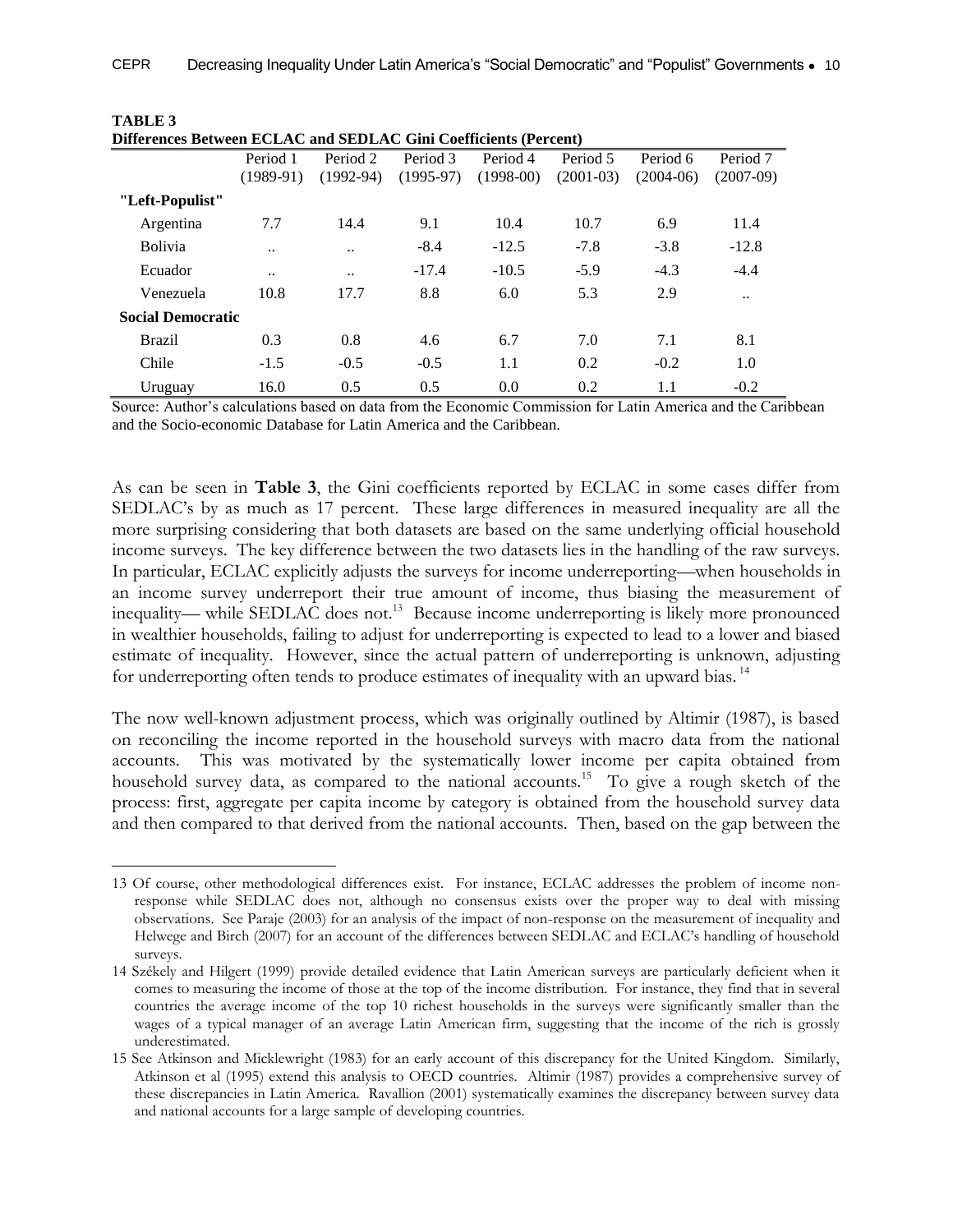**TABLE 3**
**Differences Between ECLAC and SEDLAC Gini Coefficients (Percent)**

| | Period 1 (1989-91) | Period 2 (1992-94) | Period 3 (1995-97) | Period 4 (1998-00) | Period 5 (2001-03) | Period 6 (2004-06) | Period 7 (2007-09) |
|---|---|---|---|---|---|---|---|
| **"Left-Populist"** | | | | | | | |
| Argentina | 7.7 | 14.4 | 9.1 | 10.4 | 10.7 | 6.9 | 11.4 |
| Bolivia | .. | .. | -8.4 | -12.5 | -7.8 | -3.8 | -12.8 |
| Ecuador | .. | .. | -17.4 | -10.5 | -5.9 | -4.3 | -4.4 |
| Venezuela | 10.8 | 17.7 | 8.8 | 6.0 | 5.3 | 2.9 | .. |
| **Social Democratic** | | | | | | | |
| Brazil | 0.3 | 0.8 | 4.6 | 6.7 | 7.0 | 7.1 | 8.1 |
| Chile | -1.5 | -0.5 | -0.5 | 1.1 | 0.2 | -0.2 | 1.0 |
| Uruguay | 16.0 | 0.5 | 0.5 | 0.0 | 0.2 | 1.1 | -0.2 |

Source: Author's calculations based on data from the Economic Commission for Latin America and the Caribbean and the Socio-economic Database for Latin America and the Caribbean.

As can be seen in **Table 3**, the Gini coefficients reported by ECLAC in some cases differ from SEDLAC's by as much as 17 percent. These large differences in measured inequality are all the more surprising considering that both datasets are based on the same underlying official household income surveys. The key difference between the two datasets lies in the handling of the raw surveys. In particular, ECLAC explicitly adjusts the surveys for income underreporting—when households in an income survey underreport their true amount of income, thus biasing the measurement of inequality— while SEDLAC does not.[13] Because income underreporting is likely more pronounced in wealthier households, failing to adjust for underreporting is expected to lead to a lower and biased estimate of inequality. However, since the actual pattern of underreporting is unknown, adjusting for underreporting often tends to produce estimates of inequality with an upward bias.[14]

The now well-known adjustment process, which was originally outlined by Altimir (1987), is based on reconciling the income reported in the household surveys with macro data from the national accounts. This was motivated by the systematically lower income per capita obtained from household survey data, as compared to the national accounts.[15] To give a rough sketch of the process: first, aggregate per capita income by category is obtained from the household survey data and then compared to that derived from the national accounts. Then, based on the gap between the

---

13 Of course, other methodological differences exist. For instance, ECLAC addresses the problem of income non-response while SEDLAC does not, although no consensus exists over the proper way to deal with missing observations. See Paraje (2003) for an analysis of the impact of non-response on the measurement of inequality and Helwege and Birch (2007) for an account of the differences between SEDLAC and ECLAC's handling of household surveys.

14 Székely and Hilgert (1999) provide detailed evidence that Latin American surveys are particularly deficient when it comes to measuring the income of those at the top of the income distribution. For instance, they find that in several countries the average income of the top 10 richest households in the surveys were significantly smaller than the wages of a typical manager of an average Latin American firm, suggesting that the income of the rich is grossly underestimated.

15 See Atkinson and Micklewright (1983) for an early account of this discrepancy for the United Kingdom. Similarly, Atkinson et al (1995) extend this analysis to OECD countries. Altimir (1987) provides a comprehensive survey of these discrepancies in Latin America. Ravallion (2001) systematically examines the discrepancy between survey data and national accounts for a large sample of developing countries.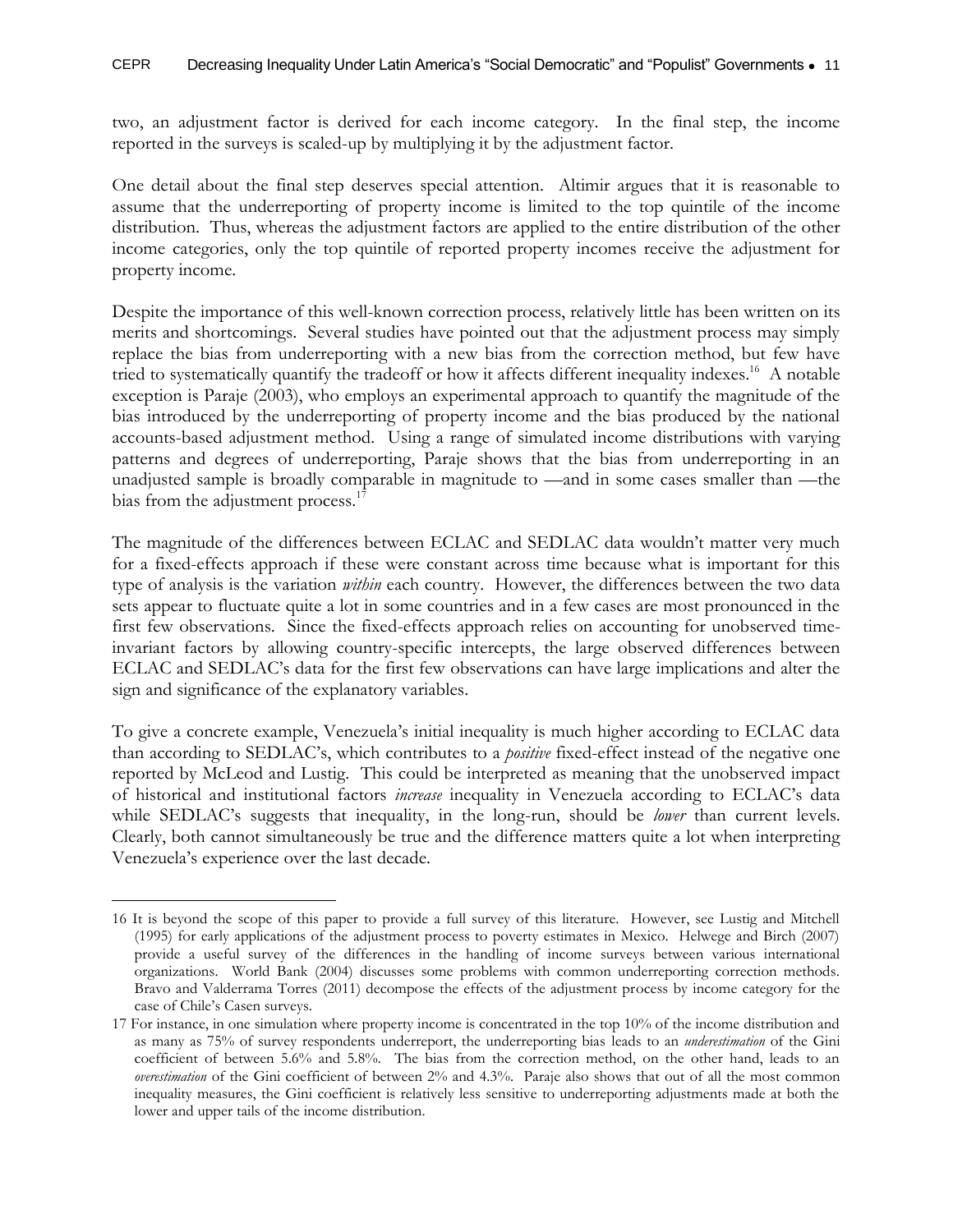two, an adjustment factor is derived for each income category. In the final step, the income reported in the surveys is scaled-up by multiplying it by the adjustment factor.

One detail about the final step deserves special attention. Altimir argues that it is reasonable to assume that the underreporting of property income is limited to the top quintile of the income distribution. Thus, whereas the adjustment factors are applied to the entire distribution of the other income categories, only the top quintile of reported property incomes receive the adjustment for property income.

Despite the importance of this well-known correction process, relatively little has been written on its merits and shortcomings. Several studies have pointed out that the adjustment process may simply replace the bias from underreporting with a new bias from the correction method, but few have tried to systematically quantify the tradeoff or how it affects different inequality indexes.[16] A notable exception is Paraje (2003), who employs an experimental approach to quantify the magnitude of the bias introduced by the underreporting of property income and the bias produced by the national accounts-based adjustment method. Using a range of simulated income distributions with varying patterns and degrees of underreporting, Paraje shows that the bias from underreporting in an unadjusted sample is broadly comparable in magnitude to —and in some cases smaller than —the bias from the adjustment process.[17]

The magnitude of the differences between ECLAC and SEDLAC data wouldn't matter very much for a fixed-effects approach if these were constant across time because what is important for this type of analysis is the variation *within* each country. However, the differences between the two data sets appear to fluctuate quite a lot in some countries and in a few cases are most pronounced in the first few observations. Since the fixed-effects approach relies on accounting for unobserved time-invariant factors by allowing country-specific intercepts, the large observed differences between ECLAC and SEDLAC's data for the first few observations can have large implications and alter the sign and significance of the explanatory variables.

To give a concrete example, Venezuela's initial inequality is much higher according to ECLAC data than according to SEDLAC's, which contributes to a *positive* fixed-effect instead of the negative one reported by McLeod and Lustig. This could be interpreted as meaning that the unobserved impact of historical and institutional factors *increase* inequality in Venezuela according to ECLAC's data while SEDLAC's suggests that inequality, in the long-run, should be *lower* than current levels. Clearly, both cannot simultaneously be true and the difference matters quite a lot when interpreting Venezuela's experience over the last decade.

---

16 It is beyond the scope of this paper to provide a full survey of this literature. However, see Lustig and Mitchell (1995) for early applications of the adjustment process to poverty estimates in Mexico. Helwege and Birch (2007) provide a useful survey of the differences in the handling of income surveys between various international organizations. World Bank (2004) discusses some problems with common underreporting correction methods. Bravo and Valderrama Torres (2011) decompose the effects of the adjustment process by income category for the case of Chile's Casen surveys.

17 For instance, in one simulation where property income is concentrated in the top 10% of the income distribution and as many as 75% of survey respondents underreport, the underreporting bias leads to an *underestimation* of the Gini coefficient of between 5.6% and 5.8%. The bias from the correction method, on the other hand, leads to an *overestimation* of the Gini coefficient of between 2% and 4.3%. Paraje also shows that out of all the most common inequality measures, the Gini coefficient is relatively less sensitive to underreporting adjustments made at both the lower and upper tails of the income distribution.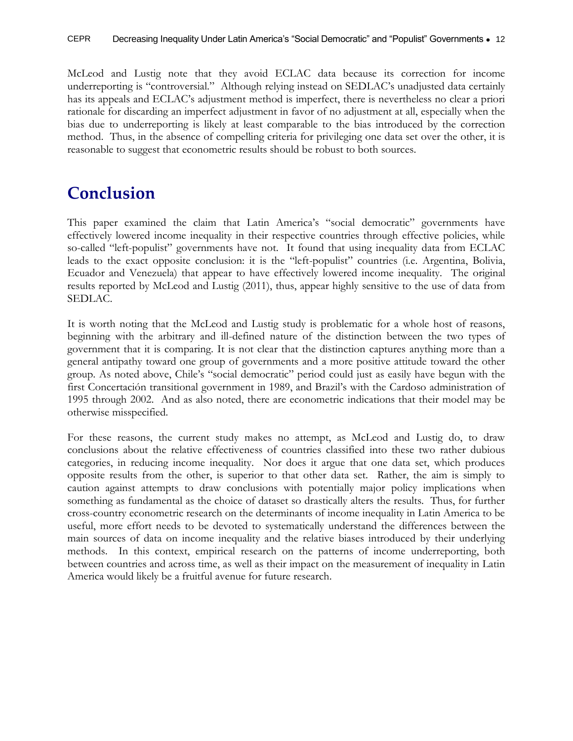McLeod and Lustig note that they avoid ECLAC data because its correction for income underreporting is "controversial." Although relying instead on SEDLAC's unadjusted data certainly has its appeals and ECLAC's adjustment method is imperfect, there is nevertheless no clear a priori rationale for discarding an imperfect adjustment in favor of no adjustment at all, especially when the bias due to underreporting is likely at least comparable to the bias introduced by the correction method. Thus, in the absence of compelling criteria for privileging one data set over the other, it is reasonable to suggest that econometric results should be robust to both sources.

# Conclusion

This paper examined the claim that Latin America's "social democratic" governments have effectively lowered income inequality in their respective countries through effective policies, while so-called "left-populist" governments have not. It found that using inequality data from ECLAC leads to the exact opposite conclusion: it is the "left-populist" countries (i.e. Argentina, Bolivia, Ecuador and Venezuela) that appear to have effectively lowered income inequality. The original results reported by McLeod and Lustig (2011), thus, appear highly sensitive to the use of data from SEDLAC.

It is worth noting that the McLeod and Lustig study is problematic for a whole host of reasons, beginning with the arbitrary and ill-defined nature of the distinction between the two types of government that it is comparing. It is not clear that the distinction captures anything more than a general antipathy toward one group of governments and a more positive attitude toward the other group. As noted above, Chile's "social democratic" period could just as easily have begun with the first Concertación transitional government in 1989, and Brazil's with the Cardoso administration of 1995 through 2002. And as also noted, there are econometric indications that their model may be otherwise misspecified.

For these reasons, the current study makes no attempt, as McLeod and Lustig do, to draw conclusions about the relative effectiveness of countries classified into these two rather dubious categories, in reducing income inequality. Nor does it argue that one data set, which produces opposite results from the other, is superior to that other data set. Rather, the aim is simply to caution against attempts to draw conclusions with potentially major policy implications when something as fundamental as the choice of dataset so drastically alters the results. Thus, for further cross-country econometric research on the determinants of income inequality in Latin America to be useful, more effort needs to be devoted to systematically understand the differences between the main sources of data on income inequality and the relative biases introduced by their underlying methods. In this context, empirical research on the patterns of income underreporting, both between countries and across time, as well as their impact on the measurement of inequality in Latin America would likely be a fruitful avenue for future research.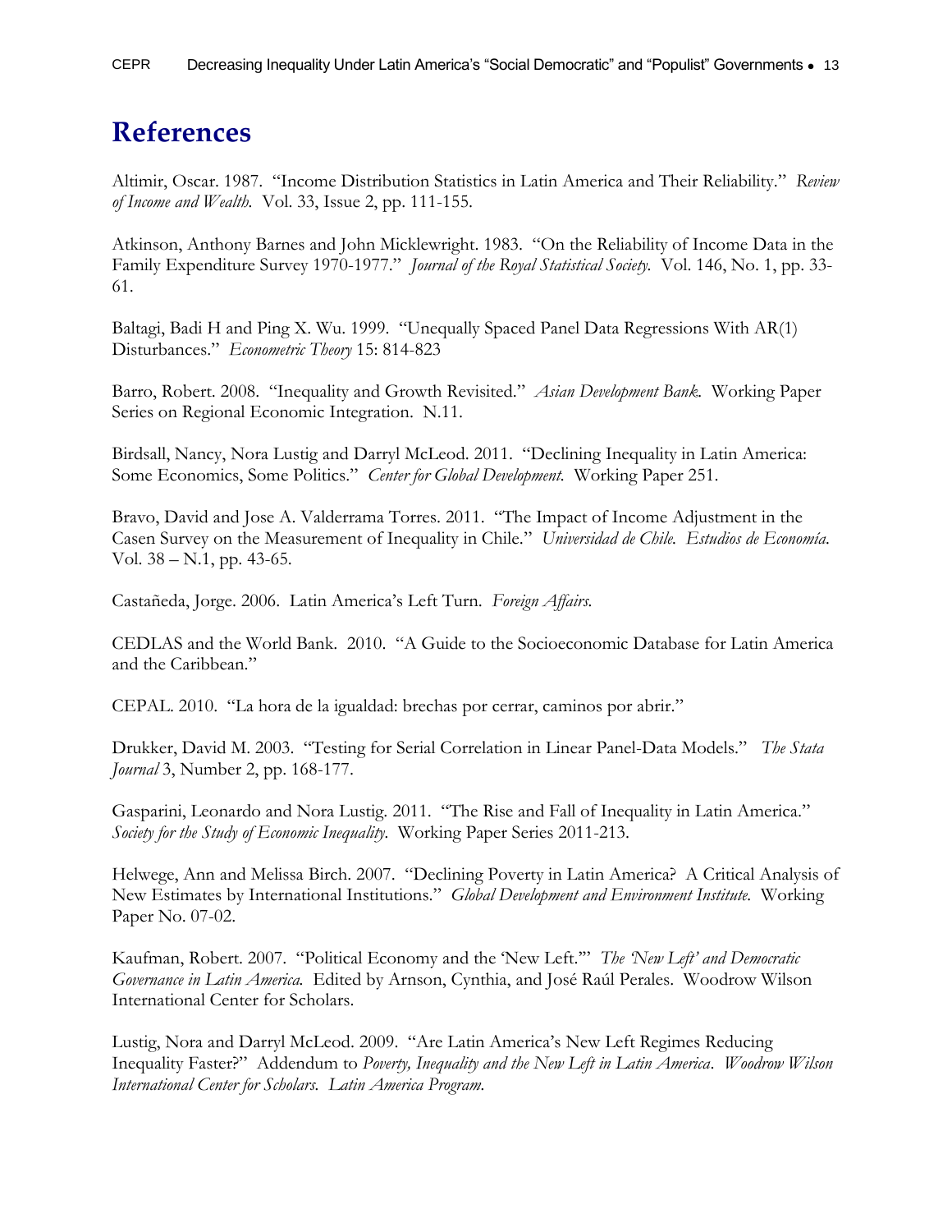# References

Altimir, Oscar. 1987. "Income Distribution Statistics in Latin America and Their Reliability." *Review of Income and Wealth*. Vol. 33, Issue 2, pp. 111-155.

Atkinson, Anthony Barnes and John Micklewright. 1983. "On the Reliability of Income Data in the Family Expenditure Survey 1970-1977." *Journal of the Royal Statistical Society*. Vol. 146, No. 1, pp. 33-61.

Baltagi, Badi H and Ping X. Wu. 1999. "Unequally Spaced Panel Data Regressions With AR(1) Disturbances." *Econometric Theory* 15: 814-823

Barro, Robert. 2008. "Inequality and Growth Revisited." *Asian Development Bank*. Working Paper Series on Regional Economic Integration. N.11.

Birdsall, Nancy, Nora Lustig and Darryl McLeod. 2011. "Declining Inequality in Latin America: Some Economics, Some Politics." *Center for Global Development*. Working Paper 251.

Bravo, David and Jose A. Valderrama Torres. 2011. "The Impact of Income Adjustment in the Casen Survey on the Measurement of Inequality in Chile." *Universidad de Chile. Estudios de Economía*. Vol. 38 – N.1, pp. 43-65.

Castañeda, Jorge. 2006. Latin America's Left Turn. *Foreign Affairs*.

CEDLAS and the World Bank. 2010. "A Guide to the Socioeconomic Database for Latin America and the Caribbean."

CEPAL. 2010. "La hora de la igualdad: brechas por cerrar, caminos por abrir."

Drukker, David M. 2003. "Testing for Serial Correlation in Linear Panel-Data Models." *The Stata Journal* 3, Number 2, pp. 168-177.

Gasparini, Leonardo and Nora Lustig. 2011. "The Rise and Fall of Inequality in Latin America." *Society for the Study of Economic Inequality*. Working Paper Series 2011-213.

Helwege, Ann and Melissa Birch. 2007. "Declining Poverty in Latin America? A Critical Analysis of New Estimates by International Institutions." *Global Development and Environment Institute*. Working Paper No. 07-02.

Kaufman, Robert. 2007. "Political Economy and the 'New Left.'" *The 'New Left' and Democratic Governance in Latin America*. Edited by Arnson, Cynthia, and José Raúl Perales. Woodrow Wilson International Center for Scholars.

Lustig, Nora and Darryl McLeod. 2009. "Are Latin America's New Left Regimes Reducing Inequality Faster?" Addendum to *Poverty, Inequality and the New Left in Latin America*. *Woodrow Wilson International Center for Scholars. Latin America Program.*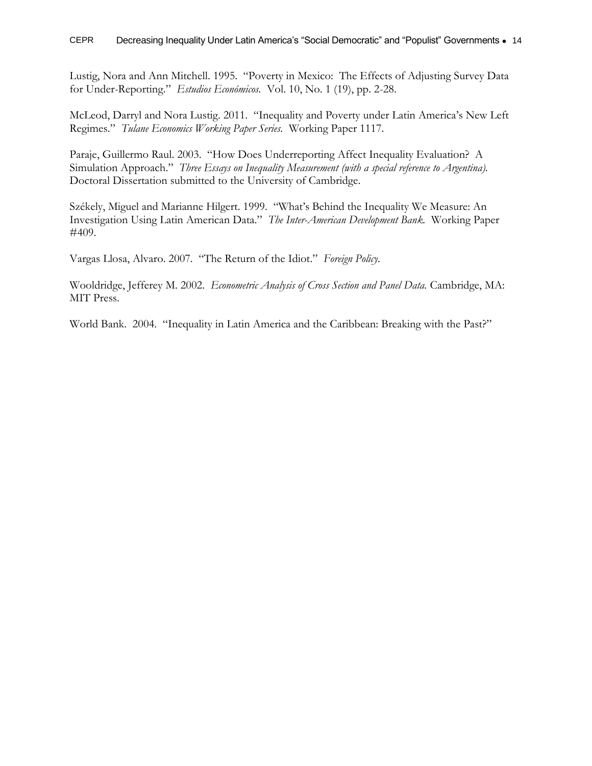Lustig, Nora and Ann Mitchell. 1995. "Poverty in Mexico: The Effects of Adjusting Survey Data for Under-Reporting." *Estudios Económicos.* Vol. 10, No. 1 (19), pp. 2-28.

McLeod, Darryl and Nora Lustig. 2011. "Inequality and Poverty under Latin America's New Left Regimes." *Tulane Economics Working Paper Series.* Working Paper 1117.

Paraje, Guillermo Raul. 2003. "How Does Underreporting Affect Inequality Evaluation? A Simulation Approach." *Three Essays on Inequality Measurement (with a special reference to Argentina).* Doctoral Dissertation submitted to the University of Cambridge.

Székely, Miguel and Marianne Hilgert. 1999. "What's Behind the Inequality We Measure: An Investigation Using Latin American Data." *The Inter-American Development Bank.* Working Paper #409.

Vargas Llosa, Alvaro. 2007. "The Return of the Idiot." *Foreign Policy.*

Wooldridge, Jefferey M. 2002. *Econometric Analysis of Cross Section and Panel Data.* Cambridge, MA: MIT Press.

World Bank. 2004. "Inequality in Latin America and the Caribbean: Breaking with the Past?"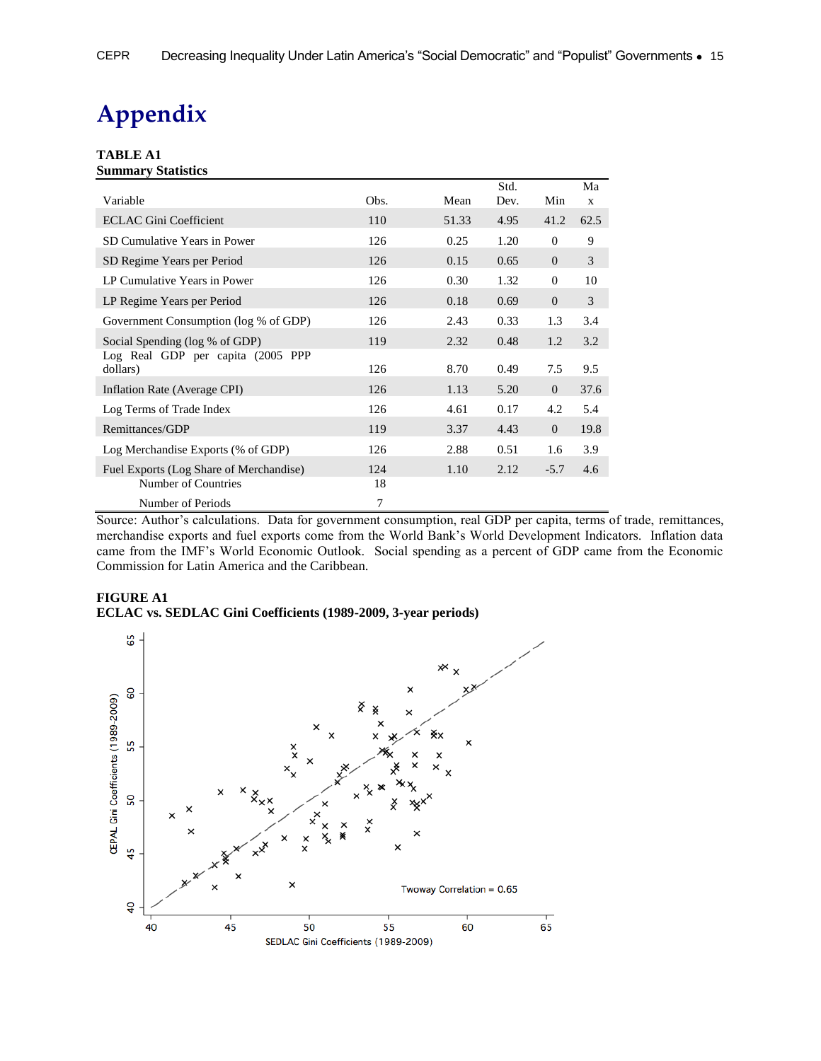# Appendix

**TABLE A1**
**Summary Statistics**

| Variable | Obs. | Mean | Std. Dev. | Min | Max |
|---|---|---|---|---|---|
| ECLAC Gini Coefficient | 110 | 51.33 | 4.95 | 41.2 | 62.5 |
| SD Cumulative Years in Power | 126 | 0.25 | 1.20 | 0 | 9 |
| SD Regime Years per Period | 126 | 0.15 | 0.65 | 0 | 3 |
| LP Cumulative Years in Power | 126 | 0.30 | 1.32 | 0 | 10 |
| LP Regime Years per Period | 126 | 0.18 | 0.69 | 0 | 3 |
| Government Consumption (log % of GDP) | 126 | 2.43 | 0.33 | 1.3 | 3.4 |
| Social Spending (log % of GDP) | 119 | 2.32 | 0.48 | 1.2 | 3.2 |
| Log Real GDP per capita (2005 PPP dollars) | 126 | 8.70 | 0.49 | 7.5 | 9.5 |
| Inflation Rate (Average CPI) | 126 | 1.13 | 5.20 | 0 | 37.6 |
| Log Terms of Trade Index | 126 | 4.61 | 0.17 | 4.2 | 5.4 |
| Remittances/GDP | 119 | 3.37 | 4.43 | 0 | 19.8 |
| Log Merchandise Exports (% of GDP) | 126 | 2.88 | 0.51 | 1.6 | 3.9 |
| Fuel Exports (Log Share of Merchandise) | 124 | 1.10 | 2.12 | -5.7 | 4.6 |
| Number of Countries | 18 | | | | |
| Number of Periods | 7 | | | | |

Source: Author's calculations. Data for government consumption, real GDP per capita, terms of trade, remittances, merchandise exports and fuel exports come from the World Bank's World Development Indicators. Inflation data came from the IMF's World Economic Outlook. Social spending as a percent of GDP came from the Economic Commission for Latin America and the Caribbean.

**FIGURE A1**
**ECLAC vs. SEDLAC Gini Coefficients (1989-2009, 3-year periods)**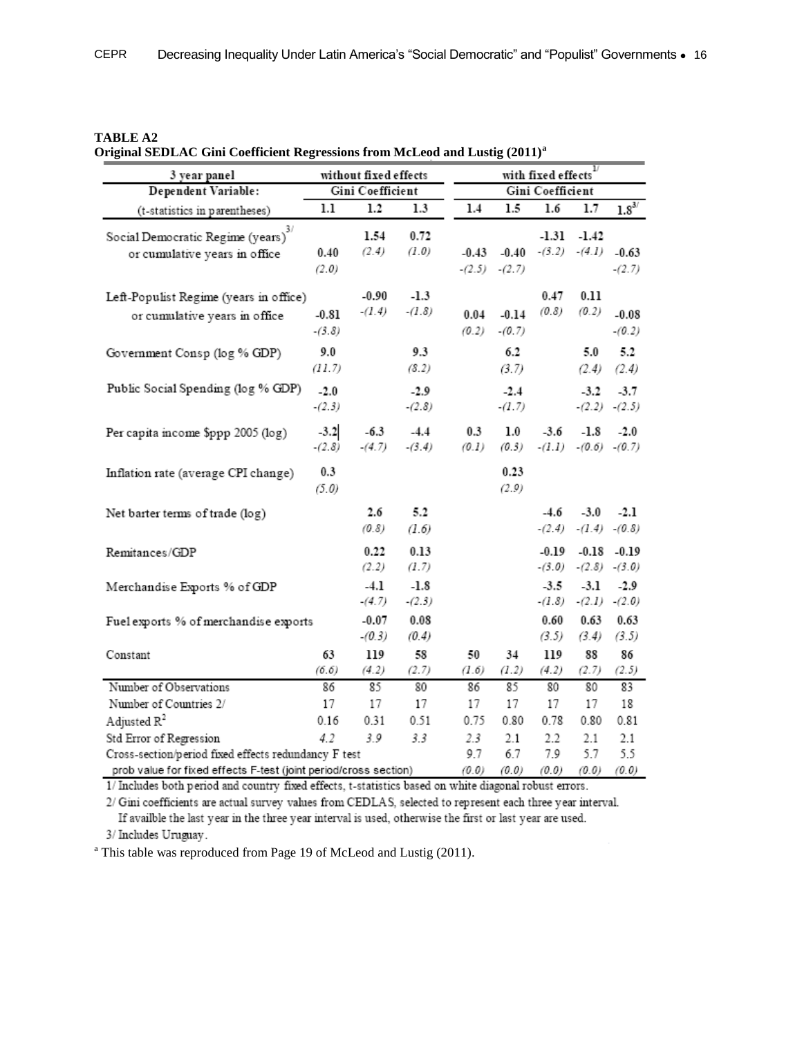**TABLE A2**
**Original SEDLAC Gini Coefficient Regressions from McLeod and Lustig (2011)[a]**

| 3 year panel | without fixed effects | | | with fixed effects[1/] | | | | |
|---|---|---|---|---|---|---|---|---|
| Dependent Variable: | Gini Coefficient | | | Gini Coefficient | | | | |
| (t-statistics in parentheses) | 1.1 | 1.2 | 1.3 | 1.4 | 1.5 | 1.6 | 1.7 | 1.8[3/] |
| Social Democratic Regime (years)[3/] | | 1.54 | 0.72 | | | -1.31 | -1.42 | |
| | | (2.4) | (1.0) | | | -(3.2) | -(4.1) | |
| or cumulative years in office | 0.40 | | | -0.43 | -0.40 | | | -0.63 |
| | (2.0) | | | -(2.5) | -(2.7) | | | -(2.7) |
| Left-Populist Regime (years in office) | | -0.90 | -1.3 | | | 0.47 | 0.11 | |
| | | -(1.4) | -(1.8) | | | (0.8) | (0.2) | |
| or cumulative years in office | -0.81 | | | 0.04 | -0.14 | | | -0.08 |
| | -(3.8) | | | (0.2) | -(0.7) | | | -(0.2) |
| Government Consp (log % GDP) | 9.0 | | 9.3 | | 6.2 | | 5.0 | 5.2 |
| | (11.7) | | (8.2) | | (3.7) | | (2.4) | (2.4) |
| Public Social Spending (log % GDP) | -2.0 | | -2.9 | | -2.4 | | -3.2 | -3.7 |
| | -(2.3) | | -(2.8) | | -(1.7) | | -(2.2) | -(2.5) |
| Per capita income $ppp 2005 (log) | -3.2 | -6.3 | -4.4 | 0.3 | 1.0 | -3.6 | -1.8 | -2.0 |
| | -(2.8) | -(4.7) | -(3.4) | (0.1) | (0.3) | -(1.1) | -(0.6) | -(0.7) |
| Inflation rate (average CPI change) | 0.3 | | | | 0.23 | | | |
| | (5.0) | | | | (2.9) | | | |
| Net barter terms of trade (log) | | 2.6 | 5.2 | | | -4.6 | -3.0 | -2.1 |
| | | (0.8) | (1.6) | | | -(2.4) | -(1.4) | -(0.8) |
| Remitances/GDP | | 0.22 | 0.13 | | | -0.19 | -0.18 | -0.19 |
| | | (2.2) | (1.7) | | | -(3.0) | -(2.8) | -(3.0) |
| Merchandise Exports % of GDP | | -4.1 | -1.8 | | | -3.5 | -3.1 | -2.9 |
| | | -(4.7) | -(2.3) | | | -(1.8) | -(2.1) | -(2.0) |
| Fuel exports % of merchandise exports | | -0.07 | 0.08 | | | 0.60 | 0.63 | 0.63 |
| | | -(0.3) | (0.4) | | | (3.5) | (3.4) | (3.5) |
| Constant | 63 | 119 | 58 | 50 | 34 | 119 | 88 | 86 |
| | (6.6) | (4.2) | (2.7) | (1.6) | (1.2) | (4.2) | (2.7) | (2.5) |
| Number of Observations | 86 | 85 | 80 | 86 | 85 | 80 | 80 | 83 |
| Number of Countries 2/ | 17 | 17 | 17 | 17 | 17 | 17 | 17 | 18 |
| Adjusted $R^2$ | 0.16 | 0.31 | 0.51 | 0.75 | 0.80 | 0.78 | 0.80 | 0.81 |
| Std Error of Regression | 4.2 | 3.9 | 3.3 | 2.3 | 2.1 | 2.2 | 2.1 | 2.1 |
| Cross-section/period fixed effects redundancy F test | | | | 9.7 | 6.7 | 7.9 | 5.7 | 5.5 |
| prob value for fixed effects F-test (joint period/cross section) | | | | (0.0) | (0.0) | (0.0) | (0.0) | (0.0) |

1/ Includes both period and country fixed effects, t-statistics based on white diagonal robust errors.

2/ Gini coefficients are actual survey values from CEDLAS, selected to represent each three year interval. If availble the last year in the three year interval is used, otherwise the first or last year are used.

3/ Includes Uruguay.

[a] This table was reproduced from Page 19 of McLeod and Lustig (2011).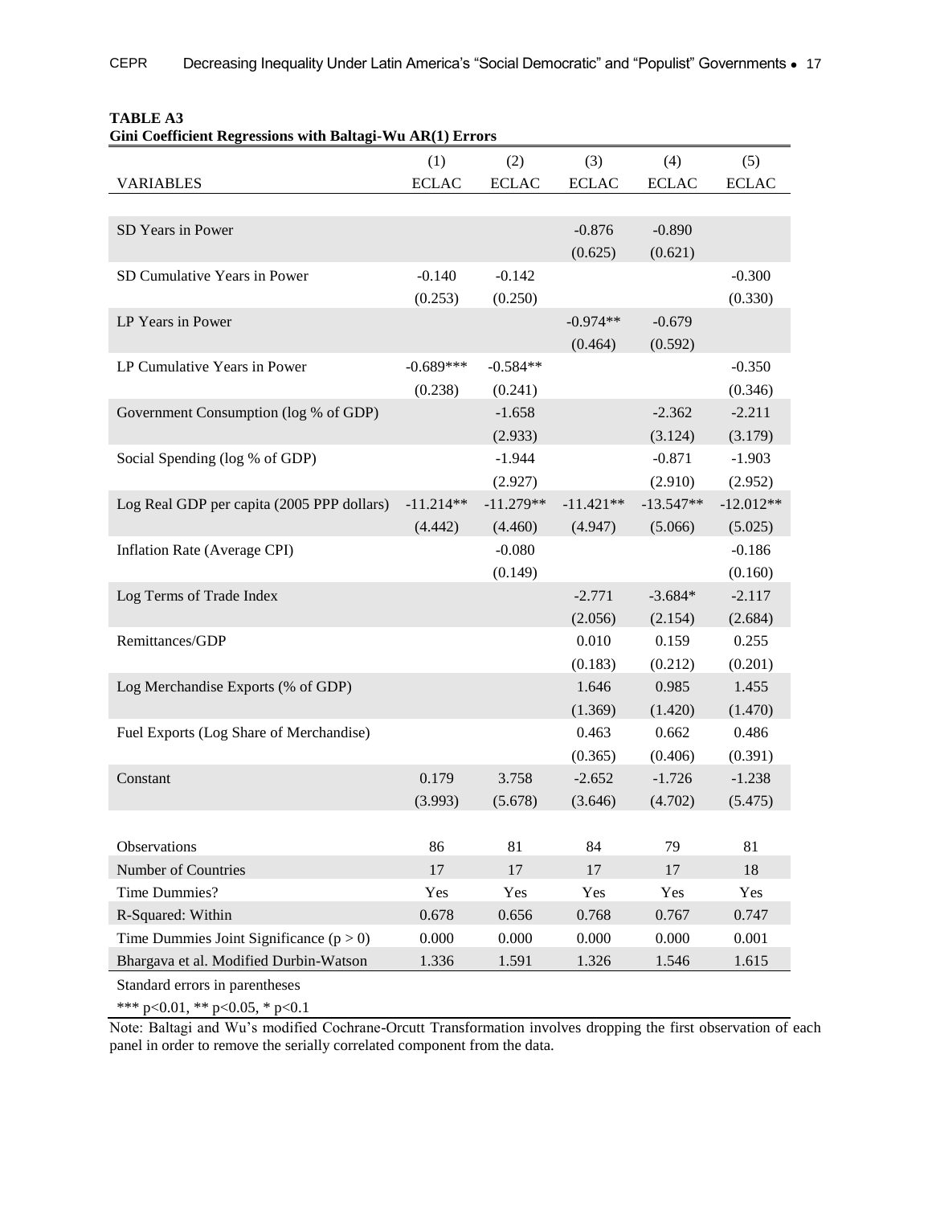**TABLE A3**
**Gini Coefficient Regressions with Baltagi-Wu AR(1) Errors**

| VARIABLES | (1) ECLAC | (2) ECLAC | (3) ECLAC | (4) ECLAC | (5) ECLAC |
|---|---|---|---|---|---|
| SD Years in Power | | | -0.876 | -0.890 | |
| | | | (0.625) | (0.621) | |
| SD Cumulative Years in Power | -0.140 | -0.142 | | | -0.300 |
| | (0.253) | (0.250) | | | (0.330) |
| LP Years in Power | | | -0.974** | -0.679 | |
| | | | (0.464) | (0.592) | |
| LP Cumulative Years in Power | -0.689*** | -0.584** | | | -0.350 |
| | (0.238) | (0.241) | | | (0.346) |
| Government Consumption (log % of GDP) | | -1.658 | | -2.362 | -2.211 |
| | | (2.933) | | (3.124) | (3.179) |
| Social Spending (log % of GDP) | | -1.944 | | -0.871 | -1.903 |
| | | (2.927) | | (2.910) | (2.952) |
| Log Real GDP per capita (2005 PPP dollars) | -11.214** | -11.279** | -11.421** | -13.547** | -12.012** |
| | (4.442) | (4.460) | (4.947) | (5.066) | (5.025) |
| Inflation Rate (Average CPI) | | -0.080 | | | -0.186 |
| | | (0.149) | | | (0.160) |
| Log Terms of Trade Index | | | -2.771 | -3.684* | -2.117 |
| | | | (2.056) | (2.154) | (2.684) |
| Remittances/GDP | | | 0.010 | 0.159 | 0.255 |
| | | | (0.183) | (0.212) | (0.201) |
| Log Merchandise Exports (% of GDP) | | | 1.646 | 0.985 | 1.455 |
| | | | (1.369) | (1.420) | (1.470) |
| Fuel Exports (Log Share of Merchandise) | | | 0.463 | 0.662 | 0.486 |
| | | | (0.365) | (0.406) | (0.391) |
| Constant | 0.179 | 3.758 | -2.652 | -1.726 | -1.238 |
| | (3.993) | (5.678) | (3.646) | (4.702) | (5.475) |
| Observations | 86 | 81 | 84 | 79 | 81 |
| Number of Countries | 17 | 17 | 17 | 17 | 18 |
| Time Dummies? | Yes | Yes | Yes | Yes | Yes |
| R-Squared: Within | 0.678 | 0.656 | 0.768 | 0.767 | 0.747 |
| Time Dummies Joint Significance ($p > 0$) | 0.000 | 0.000 | 0.000 | 0.000 | 0.001 |
| Bhargava et al. Modified Durbin-Watson | 1.336 | 1.591 | 1.326 | 1.546 | 1.615 |

Standard errors in parentheses

*** p<0.01, ** p<0.05, * p<0.1

Note: Baltagi and Wu's modified Cochrane-Orcutt Transformation involves dropping the first observation of each panel in order to remove the serially correlated component from the data.